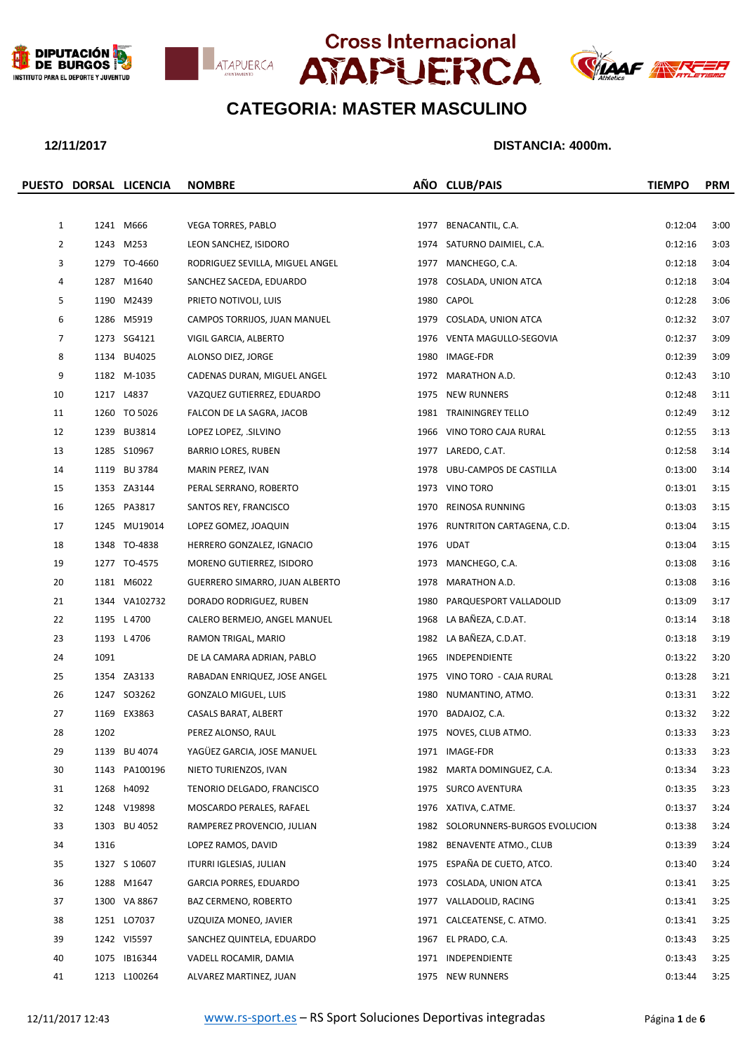Cross Internacional ATAPUERCA

## CATEGORIA: MASTER MASCULINO

**12/11/2017** **DISTANCIA: 4000m.**

| PUESTO | DORSAL | LICENCIA | NOMBRE | AÑO | CLUB/PAIS | TIEMPO | PRM |
|---|---|---|---|---|---|---|---|
| 1 | 1241 | M666 | VEGA TORRES, PABLO | 1977 | BENACANTIL, C.A. | 0:12:04 | 3:00 |
| 2 | 1243 | M253 | LEON SANCHEZ, ISIDORO | 1974 | SATURNO DAIMIEL, C.A. | 0:12:16 | 3:03 |
| 3 | 1279 | TO-4660 | RODRIGUEZ SEVILLA, MIGUEL ANGEL | 1977 | MANCHEGO, C.A. | 0:12:18 | 3:04 |
| 4 | 1287 | M1640 | SANCHEZ SACEDA, EDUARDO | 1978 | COSLADA, UNION ATCA | 0:12:18 | 3:04 |
| 5 | 1190 | M2439 | PRIETO NOTIVOLI, LUIS | 1980 | CAPOL | 0:12:28 | 3:06 |
| 6 | 1286 | M5919 | CAMPOS TORRIJOS, JUAN MANUEL | 1979 | COSLADA, UNION ATCA | 0:12:32 | 3:07 |
| 7 | 1273 | SG4121 | VIGIL GARCIA, ALBERTO | 1976 | VENTA MAGULLO-SEGOVIA | 0:12:37 | 3:09 |
| 8 | 1134 | BU4025 | ALONSO DIEZ, JORGE | 1980 | IMAGE-FDR | 0:12:39 | 3:09 |
| 9 | 1182 | M-1035 | CADENAS DURAN, MIGUEL ANGEL | 1972 | MARATHON A.D. | 0:12:43 | 3:10 |
| 10 | 1217 | L4837 | VAZQUEZ GUTIERREZ, EDUARDO | 1975 | NEW RUNNERS | 0:12:48 | 3:11 |
| 11 | 1260 | TO 5026 | FALCON DE LA SAGRA, JACOB | 1981 | TRAININGREY TELLO | 0:12:49 | 3:12 |
| 12 | 1239 | BU3814 | LOPEZ LOPEZ, .SILVINO | 1966 | VINO TORO CAJA RURAL | 0:12:55 | 3:13 |
| 13 | 1285 | S10967 | BARRIO LORES, RUBEN | 1977 | LAREDO, C.AT. | 0:12:58 | 3:14 |
| 14 | 1119 | BU 3784 | MARIN PEREZ, IVAN | 1978 | UBU-CAMPOS DE CASTILLA | 0:13:00 | 3:14 |
| 15 | 1353 | ZA3144 | PERAL SERRANO, ROBERTO | 1973 | VINO TORO | 0:13:01 | 3:15 |
| 16 | 1265 | PA3817 | SANTOS REY, FRANCISCO | 1970 | REINOSA RUNNING | 0:13:03 | 3:15 |
| 17 | 1245 | MU19014 | LOPEZ GOMEZ, JOAQUIN | 1976 | RUNTRITON CARTAGENA, C.D. | 0:13:04 | 3:15 |
| 18 | 1348 | TO-4838 | HERRERO GONZALEZ, IGNACIO | 1976 | UDAT | 0:13:04 | 3:15 |
| 19 | 1277 | TO-4575 | MORENO GUTIERREZ, ISIDORO | 1973 | MANCHEGO, C.A. | 0:13:08 | 3:16 |
| 20 | 1181 | M6022 | GUERRERO SIMARRO, JUAN ALBERTO | 1978 | MARATHON A.D. | 0:13:08 | 3:16 |
| 21 | 1344 | VA102732 | DORADO RODRIGUEZ, RUBEN | 1980 | PARQUESPORT VALLADOLID | 0:13:09 | 3:17 |
| 22 | 1195 | L 4700 | CALERO BERMEJO, ANGEL MANUEL | 1968 | LA BAÑEZA, C.D.AT. | 0:13:14 | 3:18 |
| 23 | 1193 | L 4706 | RAMON TRIGAL, MARIO | 1982 | LA BAÑEZA, C.D.AT. | 0:13:18 | 3:19 |
| 24 | 1091 | | DE LA CAMARA ADRIAN, PABLO | 1965 | INDEPENDIENTE | 0:13:22 | 3:20 |
| 25 | 1354 | ZA3133 | RABADAN ENRIQUEZ, JOSE ANGEL | 1975 | VINO TORO - CAJA RURAL | 0:13:28 | 3:21 |
| 26 | 1247 | SO3262 | GONZALO MIGUEL, LUIS | 1980 | NUMANTINO, ATMO. | 0:13:31 | 3:22 |
| 27 | 1169 | EX3863 | CASALS BARAT, ALBERT | 1970 | BADAJOZ, C.A. | 0:13:32 | 3:22 |
| 28 | 1202 | | PEREZ ALONSO, RAUL | 1975 | NOVES, CLUB ATMO. | 0:13:33 | 3:23 |
| 29 | 1139 | BU 4074 | YAGÜEZ GARCIA, JOSE MANUEL | 1971 | IMAGE-FDR | 0:13:33 | 3:23 |
| 30 | 1143 | PA100196 | NIETO TURIENZOS, IVAN | 1982 | MARTA DOMINGUEZ, C.A. | 0:13:34 | 3:23 |
| 31 | 1268 | h4092 | TENORIO DELGADO, FRANCISCO | 1975 | SURCO AVENTURA | 0:13:35 | 3:23 |
| 32 | 1248 | V19898 | MOSCARDO PERALES, RAFAEL | 1976 | XATIVA, C.ATME. | 0:13:37 | 3:24 |
| 33 | 1303 | BU 4052 | RAMPEREZ PROVENCIO, JULIAN | 1982 | SOLORUNNERS-BURGOS EVOLUCION | 0:13:38 | 3:24 |
| 34 | 1316 | | LOPEZ RAMOS, DAVID | 1982 | BENAVENTE ATMO., CLUB | 0:13:39 | 3:24 |
| 35 | 1327 | S 10607 | ITURRI IGLESIAS, JULIAN | 1975 | ESPAÑA DE CUETO, ATCO. | 0:13:40 | 3:24 |
| 36 | 1288 | M1647 | GARCIA PORRES, EDUARDO | 1973 | COSLADA, UNION ATCA | 0:13:41 | 3:25 |
| 37 | 1300 | VA 8867 | BAZ CERMENO, ROBERTO | 1977 | VALLADOLID, RACING | 0:13:41 | 3:25 |
| 38 | 1251 | LO7037 | UZQUIZA MONEO, JAVIER | 1971 | CALCEATENSE, C. ATMO. | 0:13:41 | 3:25 |
| 39 | 1242 | VI5597 | SANCHEZ QUINTELA, EDUARDO | 1967 | EL PRADO, C.A. | 0:13:43 | 3:25 |
| 40 | 1075 | IB16344 | VADELL ROCAMIR, DAMIA | 1971 | INDEPENDIENTE | 0:13:43 | 3:25 |
| 41 | 1213 | L100264 | ALVAREZ MARTINEZ, JUAN | 1975 | NEW RUNNERS | 0:13:44 | 3:25 |

12/11/2017 12:43 www.rs-sport.es – RS Sport Soluciones Deportivas integradas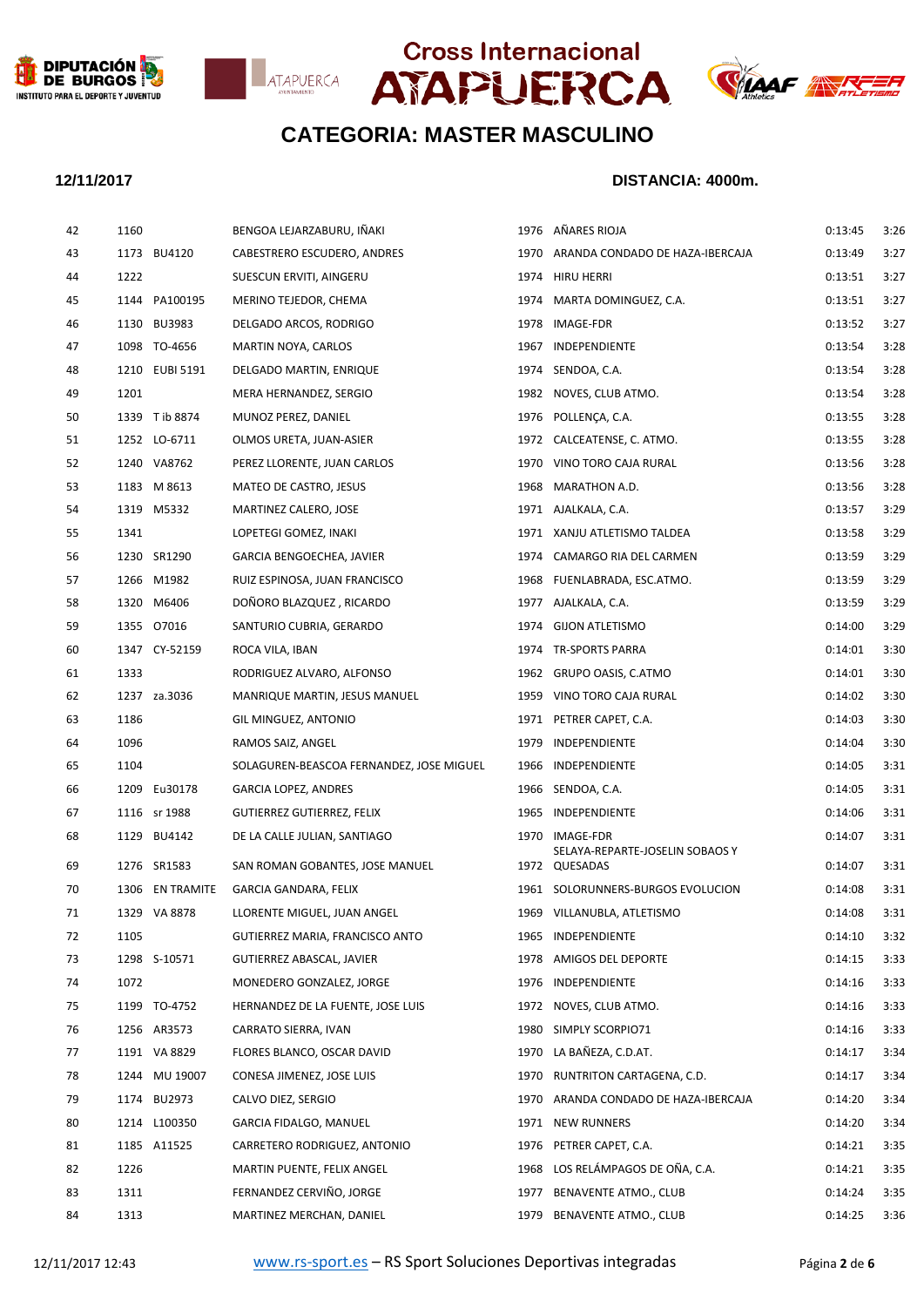# Cross Internacional ATAPUERCA

## CATEGORIA: MASTER MASCULINO

**12/11/2017** **DISTANCIA: 4000m.**

| | | | | | | | |
|---|---|---|---|---|---|---|---|
| 42 | 1160 | | BENGOA LEJARZABURU, IÑAKI | 1976 | AÑARES RIOJA | 0:13:45 | 3:26 |
| 43 | 1173 | BU4120 | CABESTRERO ESCUDERO, ANDRES | 1970 | ARANDA CONDADO DE HAZA-IBERCAJA | 0:13:49 | 3:27 |
| 44 | 1222 | | SUESCUN ERVITI, AINGERU | 1974 | HIRU HERRI | 0:13:51 | 3:27 |
| 45 | 1144 | PA100195 | MERINO TEJEDOR, CHEMA | 1974 | MARTA DOMINGUEZ, C.A. | 0:13:51 | 3:27 |
| 46 | 1130 | BU3983 | DELGADO ARCOS, RODRIGO | 1978 | IMAGE-FDR | 0:13:52 | 3:27 |
| 47 | 1098 | TO-4656 | MARTIN NOYA, CARLOS | 1967 | INDEPENDIENTE | 0:13:54 | 3:28 |
| 48 | 1210 | EUBI 5191 | DELGADO MARTIN, ENRIQUE | 1974 | SENDOA, C.A. | 0:13:54 | 3:28 |
| 49 | 1201 | | MERA HERNANDEZ, SERGIO | 1982 | NOVES, CLUB ATMO. | 0:13:54 | 3:28 |
| 50 | 1339 | T ib 8874 | MUNOZ PEREZ, DANIEL | 1976 | POLLENÇA, C.A. | 0:13:55 | 3:28 |
| 51 | 1252 | LO-6711 | OLMOS URETA, JUAN-ASIER | 1972 | CALCEATENSE, C. ATMO. | 0:13:55 | 3:28 |
| 52 | 1240 | VA8762 | PEREZ LLORENTE, JUAN CARLOS | 1970 | VINO TORO CAJA RURAL | 0:13:56 | 3:28 |
| 53 | 1183 | M 8613 | MATEO DE CASTRO, JESUS | 1968 | MARATHON A.D. | 0:13:56 | 3:28 |
| 54 | 1319 | M5332 | MARTINEZ CALERO, JOSE | 1971 | AJALKALA, C.A. | 0:13:57 | 3:29 |
| 55 | 1341 | | LOPETEGI GOMEZ, INAKI | 1971 | XANJU ATLETISMO TALDEA | 0:13:58 | 3:29 |
| 56 | 1230 | SR1290 | GARCIA BENGOECHEA, JAVIER | 1974 | CAMARGO RIA DEL CARMEN | 0:13:59 | 3:29 |
| 57 | 1266 | M1982 | RUIZ ESPINOSA, JUAN FRANCISCO | 1968 | FUENLABRADA, ESC.ATMO. | 0:13:59 | 3:29 |
| 58 | 1320 | M6406 | DOÑORO BLAZQUEZ , RICARDO | 1977 | AJALKALA, C.A. | 0:13:59 | 3:29 |
| 59 | 1355 | O7016 | SANTURIO CUBRIA, GERARDO | 1974 | GIJON ATLETISMO | 0:14:00 | 3:29 |
| 60 | 1347 | CY-52159 | ROCA VILA, IBAN | 1974 | TR-SPORTS PARRA | 0:14:01 | 3:30 |
| 61 | 1333 | | RODRIGUEZ ALVARO, ALFONSO | 1962 | GRUPO OASIS, C.ATMO | 0:14:01 | 3:30 |
| 62 | 1237 | za.3036 | MANRIQUE MARTIN, JESUS MANUEL | 1959 | VINO TORO CAJA RURAL | 0:14:02 | 3:30 |
| 63 | 1186 | | GIL MINGUEZ, ANTONIO | 1971 | PETRER CAPET, C.A. | 0:14:03 | 3:30 |
| 64 | 1096 | | RAMOS SAIZ, ANGEL | 1979 | INDEPENDIENTE | 0:14:04 | 3:30 |
| 65 | 1104 | | SOLAGUREN-BEASCOA FERNANDEZ, JOSE MIGUEL | 1966 | INDEPENDIENTE | 0:14:05 | 3:31 |
| 66 | 1209 | Eu30178 | GARCIA LOPEZ, ANDRES | 1966 | SENDOA, C.A. | 0:14:05 | 3:31 |
| 67 | 1116 | sr 1988 | GUTIERREZ GUTIERREZ, FELIX | 1965 | INDEPENDIENTE | 0:14:06 | 3:31 |
| 68 | 1129 | BU4142 | DE LA CALLE JULIAN, SANTIAGO | 1970 | IMAGE-FDR | 0:14:07 | 3:31 |
| 69 | 1276 | SR1583 | SAN ROMAN GOBANTES, JOSE MANUEL | 1972 | SELAYA-REPARTE-JOSELIN SOBAOS Y QUESADAS | 0:14:07 | 3:31 |
| 70 | 1306 | EN TRAMITE | GARCIA GANDARA, FELIX | 1961 | SOLORUNNERS-BURGOS EVOLUCION | 0:14:08 | 3:31 |
| 71 | 1329 | VA 8878 | LLORENTE MIGUEL, JUAN ANGEL | 1969 | VILLANUBLA, ATLETISMO | 0:14:08 | 3:31 |
| 72 | 1105 | | GUTIERREZ MARIA, FRANCISCO ANTO | 1965 | INDEPENDIENTE | 0:14:10 | 3:32 |
| 73 | 1298 | S-10571 | GUTIERREZ ABASCAL, JAVIER | 1978 | AMIGOS DEL DEPORTE | 0:14:15 | 3:33 |
| 74 | 1072 | | MONEDERO GONZALEZ, JORGE | 1976 | INDEPENDIENTE | 0:14:16 | 3:33 |
| 75 | 1199 | TO-4752 | HERNANDEZ DE LA FUENTE, JOSE LUIS | 1972 | NOVES, CLUB ATMO. | 0:14:16 | 3:33 |
| 76 | 1256 | AR3573 | CARRATO SIERRA, IVAN | 1980 | SIMPLY SCORPIO71 | 0:14:16 | 3:33 |
| 77 | 1191 | VA 8829 | FLORES BLANCO, OSCAR DAVID | 1970 | LA BAÑEZA, C.D.AT. | 0:14:17 | 3:34 |
| 78 | 1244 | MU 19007 | CONESA JIMENEZ, JOSE LUIS | 1970 | RUNTRITON CARTAGENA, C.D. | 0:14:17 | 3:34 |
| 79 | 1174 | BU2973 | CALVO DIEZ, SERGIO | 1970 | ARANDA CONDADO DE HAZA-IBERCAJA | 0:14:20 | 3:34 |
| 80 | 1214 | L100350 | GARCIA FIDALGO, MANUEL | 1971 | NEW RUNNERS | 0:14:20 | 3:34 |
| 81 | 1185 | A11525 | CARRETERO RODRIGUEZ, ANTONIO | 1976 | PETRER CAPET, C.A. | 0:14:21 | 3:35 |
| 82 | 1226 | | MARTIN PUENTE, FELIX ANGEL | 1968 | LOS RELÁMPAGOS DE OÑA, C.A. | 0:14:21 | 3:35 |
| 83 | 1311 | | FERNANDEZ CERVIÑO, JORGE | 1977 | BENAVENTE ATMO., CLUB | 0:14:24 | 3:35 |
| 84 | 1313 | | MARTINEZ MERCHAN, DANIEL | 1979 | BENAVENTE ATMO., CLUB | 0:14:25 | 3:36 |

12/11/2017 12:43 www.rs-sport.es – RS Sport Soluciones Deportivas integradas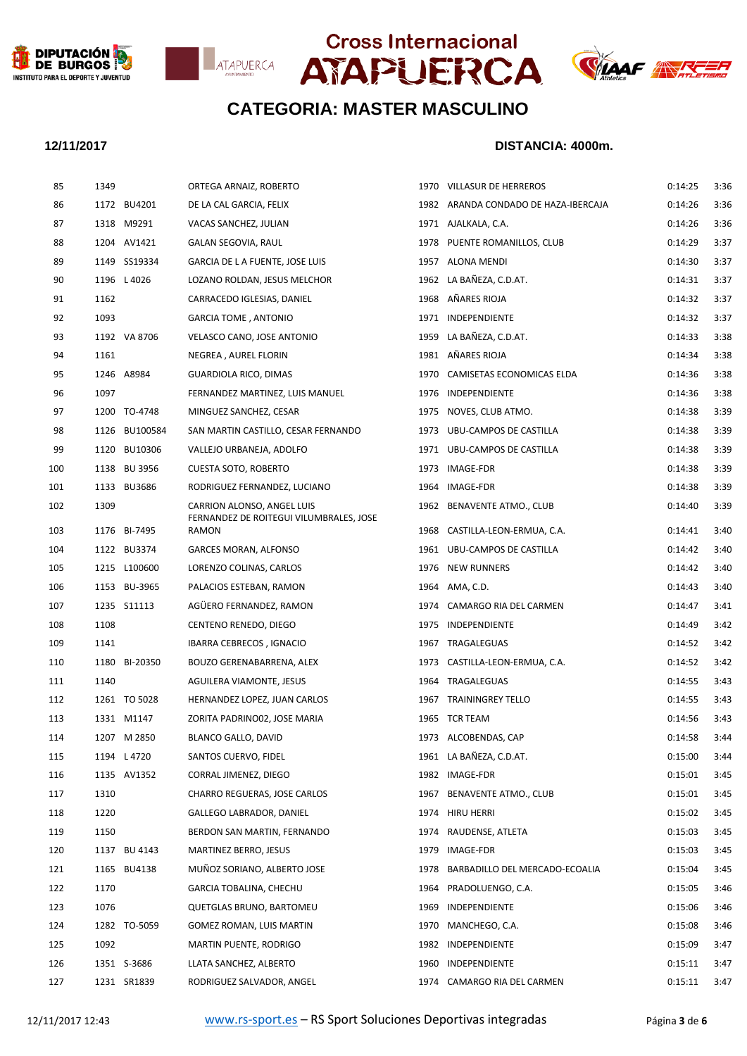# Cross Internacional ATAPUERCA

## CATEGORIA: MASTER MASCULINO

**12/11/2017** **DISTANCIA: 4000m.**

| Pos | Dorsal | Licencia | Nombre | Año | Club | Tiempo | Ritmo |
|---|---|---|---|---|---|---|---|
| 85 | 1349 | | ORTEGA ARNAIZ, ROBERTO | 1970 | VILLASUR DE HERREROS | 0:14:25 | 3:36 |
| 86 | 1172 | BU4201 | DE LA CAL GARCIA, FELIX | 1982 | ARANDA CONDADO DE HAZA-IBERCAJA | 0:14:26 | 3:36 |
| 87 | 1318 | M9291 | VACAS SANCHEZ, JULIAN | 1971 | AJALKALA, C.A. | 0:14:26 | 3:36 |
| 88 | 1204 | AV1421 | GALAN SEGOVIA, RAUL | 1978 | PUENTE ROMANILLOS, CLUB | 0:14:29 | 3:37 |
| 89 | 1149 | SS19334 | GARCIA DE L A FUENTE, JOSE LUIS | 1957 | ALONA MENDI | 0:14:30 | 3:37 |
| 90 | 1196 | L 4026 | LOZANO ROLDAN, JESUS MELCHOR | 1962 | LA BAÑEZA, C.D.AT. | 0:14:31 | 3:37 |
| 91 | 1162 | | CARRACEDO IGLESIAS, DANIEL | 1968 | AÑARES RIOJA | 0:14:32 | 3:37 |
| 92 | 1093 | | GARCIA TOME , ANTONIO | 1971 | INDEPENDIENTE | 0:14:32 | 3:37 |
| 93 | 1192 | VA 8706 | VELASCO CANO, JOSE ANTONIO | 1959 | LA BAÑEZA, C.D.AT. | 0:14:33 | 3:38 |
| 94 | 1161 | | NEGREA , AUREL FLORIN | 1981 | AÑARES RIOJA | 0:14:34 | 3:38 |
| 95 | 1246 | A8984 | GUARDIOLA RICO, DIMAS | 1970 | CAMISETAS ECONOMICAS ELDA | 0:14:36 | 3:38 |
| 96 | 1097 | | FERNANDEZ MARTINEZ, LUIS MANUEL | 1976 | INDEPENDIENTE | 0:14:36 | 3:38 |
| 97 | 1200 | TO-4748 | MINGUEZ SANCHEZ, CESAR | 1975 | NOVES, CLUB ATMO. | 0:14:38 | 3:39 |
| 98 | 1126 | BU100584 | SAN MARTIN CASTILLO, CESAR FERNANDO | 1973 | UBU-CAMPOS DE CASTILLA | 0:14:38 | 3:39 |
| 99 | 1120 | BU10306 | VALLEJO URBANEJA, ADOLFO | 1971 | UBU-CAMPOS DE CASTILLA | 0:14:38 | 3:39 |
| 100 | 1138 | BU 3956 | CUESTA SOTO, ROBERTO | 1973 | IMAGE-FDR | 0:14:38 | 3:39 |
| 101 | 1133 | BU3686 | RODRIGUEZ FERNANDEZ, LUCIANO | 1964 | IMAGE-FDR | 0:14:38 | 3:39 |
| 102 | 1309 | | CARRION ALONSO, ANGEL LUIS | 1962 | BENAVENTE ATMO., CLUB | 0:14:40 | 3:39 |
| 103 | 1176 | BI-7495 | FERNANDEZ DE ROITEGUI VILUMBRALES, JOSE RAMON | 1968 | CASTILLA-LEON-ERMUA, C.A. | 0:14:41 | 3:40 |
| 104 | 1122 | BU3374 | GARCES MORAN, ALFONSO | 1961 | UBU-CAMPOS DE CASTILLA | 0:14:42 | 3:40 |
| 105 | 1215 | L100600 | LORENZO COLINAS, CARLOS | 1976 | NEW RUNNERS | 0:14:42 | 3:40 |
| 106 | 1153 | BU-3965 | PALACIOS ESTEBAN, RAMON | 1964 | AMA, C.D. | 0:14:43 | 3:40 |
| 107 | 1235 | S11113 | AGÜERO FERNANDEZ, RAMON | 1974 | CAMARGO RIA DEL CARMEN | 0:14:47 | 3:41 |
| 108 | 1108 | | CENTENO RENEDO, DIEGO | 1975 | INDEPENDIENTE | 0:14:49 | 3:42 |
| 109 | 1141 | | IBARRA CEBRECOS , IGNACIO | 1967 | TRAGALEGUAS | 0:14:52 | 3:42 |
| 110 | 1180 | BI-20350 | BOUZO GERENABARRENA, ALEX | 1973 | CASTILLA-LEON-ERMUA, C.A. | 0:14:52 | 3:42 |
| 111 | 1140 | | AGUILERA VIAMONTE, JESUS | 1964 | TRAGALEGUAS | 0:14:55 | 3:43 |
| 112 | 1261 | TO 5028 | HERNANDEZ LOPEZ, JUAN CARLOS | 1967 | TRAININGREY TELLO | 0:14:55 | 3:43 |
| 113 | 1331 | M1147 | ZORITA PADRINO02, JOSE MARIA | 1965 | TCR TEAM | 0:14:56 | 3:43 |
| 114 | 1207 | M 2850 | BLANCO GALLO, DAVID | 1973 | ALCOBENDAS, CAP | 0:14:58 | 3:44 |
| 115 | 1194 | L 4720 | SANTOS CUERVO, FIDEL | 1961 | LA BAÑEZA, C.D.AT. | 0:15:00 | 3:44 |
| 116 | 1135 | AV1352 | CORRAL JIMENEZ, DIEGO | 1982 | IMAGE-FDR | 0:15:01 | 3:45 |
| 117 | 1310 | | CHARRO REGUERAS, JOSE CARLOS | 1967 | BENAVENTE ATMO., CLUB | 0:15:01 | 3:45 |
| 118 | 1220 | | GALLEGO LABRADOR, DANIEL | 1974 | HIRU HERRI | 0:15:02 | 3:45 |
| 119 | 1150 | | BERDON SAN MARTIN, FERNANDO | 1974 | RAUDENSE, ATLETA | 0:15:03 | 3:45 |
| 120 | 1137 | BU 4143 | MARTINEZ BERRO, JESUS | 1979 | IMAGE-FDR | 0:15:03 | 3:45 |
| 121 | 1165 | BU4138 | MUÑOZ SORIANO, ALBERTO JOSE | 1978 | BARBADILLO DEL MERCADO-ECOALIA | 0:15:04 | 3:45 |
| 122 | 1170 | | GARCIA TOBALINA, CHECHU | 1964 | PRADOLUENGO, C.A. | 0:15:05 | 3:46 |
| 123 | 1076 | | QUETGLAS BRUNO, BARTOMEU | 1969 | INDEPENDIENTE | 0:15:06 | 3:46 |
| 124 | 1282 | TO-5059 | GOMEZ ROMAN, LUIS MARTIN | 1970 | MANCHEGO, C.A. | 0:15:08 | 3:46 |
| 125 | 1092 | | MARTIN PUENTE, RODRIGO | 1982 | INDEPENDIENTE | 0:15:09 | 3:47 |
| 126 | 1351 | S-3686 | LLATA SANCHEZ, ALBERTO | 1960 | INDEPENDIENTE | 0:15:11 | 3:47 |
| 127 | 1231 | SR1839 | RODRIGUEZ SALVADOR, ANGEL | 1974 | CAMARGO RIA DEL CARMEN | 0:15:11 | 3:47 |

12/11/2017 12:43 www.rs-sport.es – RS Sport Soluciones Deportivas integradas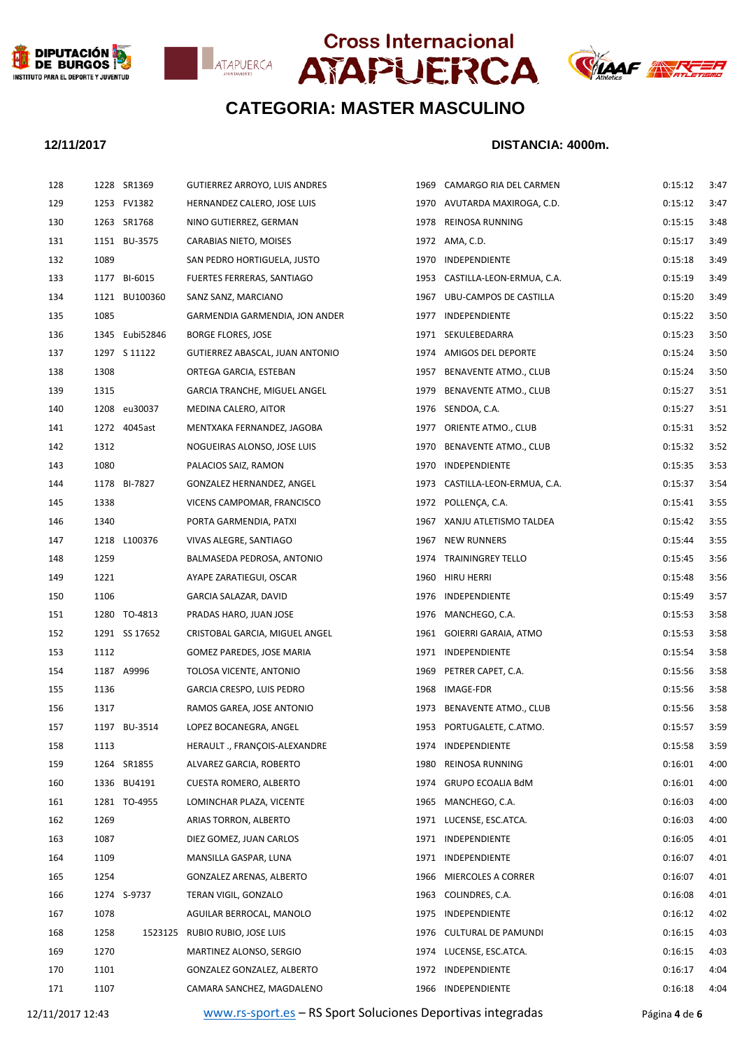# Cross Internacional ATAPUERCA

## CATEGORIA: MASTER MASCULINO

**12/11/2017** **DISTANCIA: 4000m.**

| | | | | | | | |
|---|---|---|---|---|---|---|---|
| 128 | 1228 | SR1369 | GUTIERREZ ARROYO, LUIS ANDRES | 1969 | CAMARGO RIA DEL CARMEN | 0:15:12 | 3:47 |
| 129 | 1253 | FV1382 | HERNANDEZ CALERO, JOSE LUIS | 1970 | AVUTARDA MAXIROGA, C.D. | 0:15:12 | 3:47 |
| 130 | 1263 | SR1768 | NINO GUTIERREZ, GERMAN | 1978 | REINOSA RUNNING | 0:15:15 | 3:48 |
| 131 | 1151 | BU-3575 | CARABIAS NIETO, MOISES | 1972 | AMA, C.D. | 0:15:17 | 3:49 |
| 132 | 1089 | | SAN PEDRO HORTIGUELA, JUSTO | 1970 | INDEPENDIENTE | 0:15:18 | 3:49 |
| 133 | 1177 | BI-6015 | FUERTES FERRERAS, SANTIAGO | 1953 | CASTILLA-LEON-ERMUA, C.A. | 0:15:19 | 3:49 |
| 134 | 1121 | BU100360 | SANZ SANZ, MARCIANO | 1967 | UBU-CAMPOS DE CASTILLA | 0:15:20 | 3:49 |
| 135 | 1085 | | GARMENDIA GARMENDIA, JON ANDER | 1977 | INDEPENDIENTE | 0:15:22 | 3:50 |
| 136 | 1345 | Eubi52846 | BORGE FLORES, JOSE | 1971 | SEKULEBEDARRA | 0:15:23 | 3:50 |
| 137 | 1297 | S 11122 | GUTIERREZ ABASCAL, JUAN ANTONIO | 1974 | AMIGOS DEL DEPORTE | 0:15:24 | 3:50 |
| 138 | 1308 | | ORTEGA GARCIA, ESTEBAN | 1957 | BENAVENTE ATMO., CLUB | 0:15:24 | 3:50 |
| 139 | 1315 | | GARCIA TRANCHE, MIGUEL ANGEL | 1979 | BENAVENTE ATMO., CLUB | 0:15:27 | 3:51 |
| 140 | 1208 | eu30037 | MEDINA CALERO, AITOR | 1976 | SENDOA, C.A. | 0:15:27 | 3:51 |
| 141 | 1272 | 4045ast | MENTXAKA FERNANDEZ, JAGOBA | 1977 | ORIENTE ATMO., CLUB | 0:15:31 | 3:52 |
| 142 | 1312 | | NOGUEIRAS ALONSO, JOSE LUIS | 1970 | BENAVENTE ATMO., CLUB | 0:15:32 | 3:52 |
| 143 | 1080 | | PALACIOS SAIZ, RAMON | 1970 | INDEPENDIENTE | 0:15:35 | 3:53 |
| 144 | 1178 | BI-7827 | GONZALEZ HERNANDEZ, ANGEL | 1973 | CASTILLA-LEON-ERMUA, C.A. | 0:15:37 | 3:54 |
| 145 | 1338 | | VICENS CAMPOMAR, FRANCISCO | 1972 | POLLENÇA, C.A. | 0:15:41 | 3:55 |
| 146 | 1340 | | PORTA GARMENDIA, PATXI | 1967 | XANJU ATLETISMO TALDEA | 0:15:42 | 3:55 |
| 147 | 1218 | L100376 | VIVAS ALEGRE, SANTIAGO | 1967 | NEW RUNNERS | 0:15:44 | 3:55 |
| 148 | 1259 | | BALMASEDA PEDROSA, ANTONIO | 1974 | TRAININGREY TELLO | 0:15:45 | 3:56 |
| 149 | 1221 | | AYAPE ZARATIEGUI, OSCAR | 1960 | HIRU HERRI | 0:15:48 | 3:56 |
| 150 | 1106 | | GARCIA SALAZAR, DAVID | 1976 | INDEPENDIENTE | 0:15:49 | 3:57 |
| 151 | 1280 | TO-4813 | PRADAS HARO, JUAN JOSE | 1976 | MANCHEGO, C.A. | 0:15:53 | 3:58 |
| 152 | 1291 | SS 17652 | CRISTOBAL GARCIA, MIGUEL ANGEL | 1961 | GOIERRI GARAIA, ATMO | 0:15:53 | 3:58 |
| 153 | 1112 | | GOMEZ PAREDES, JOSE MARIA | 1971 | INDEPENDIENTE | 0:15:54 | 3:58 |
| 154 | 1187 | A9996 | TOLOSA VICENTE, ANTONIO | 1969 | PETRER CAPET, C.A. | 0:15:56 | 3:58 |
| 155 | 1136 | | GARCIA CRESPO, LUIS PEDRO | 1968 | IMAGE-FDR | 0:15:56 | 3:58 |
| 156 | 1317 | | RAMOS GAREA, JOSE ANTONIO | 1973 | BENAVENTE ATMO., CLUB | 0:15:56 | 3:58 |
| 157 | 1197 | BU-3514 | LOPEZ BOCANEGRA, ANGEL | 1953 | PORTUGALETE, C.ATMO. | 0:15:57 | 3:59 |
| 158 | 1113 | | HERAULT ., FRANÇOIS-ALEXANDRE | 1974 | INDEPENDIENTE | 0:15:58 | 3:59 |
| 159 | 1264 | SR1855 | ALVAREZ GARCIA, ROBERTO | 1980 | REINOSA RUNNING | 0:16:01 | 4:00 |
| 160 | 1336 | BU4191 | CUESTA ROMERO, ALBERTO | 1974 | GRUPO ECOALIA BdM | 0:16:01 | 4:00 |
| 161 | 1281 | TO-4955 | LOMINCHAR PLAZA, VICENTE | 1965 | MANCHEGO, C.A. | 0:16:03 | 4:00 |
| 162 | 1269 | | ARIAS TORRON, ALBERTO | 1971 | LUCENSE, ESC.ATCA. | 0:16:03 | 4:00 |
| 163 | 1087 | | DIEZ GOMEZ, JUAN CARLOS | 1971 | INDEPENDIENTE | 0:16:05 | 4:01 |
| 164 | 1109 | | MANSILLA GASPAR, LUNA | 1971 | INDEPENDIENTE | 0:16:07 | 4:01 |
| 165 | 1254 | | GONZALEZ ARENAS, ALBERTO | 1966 | MIERCOLES A CORRER | 0:16:07 | 4:01 |
| 166 | 1274 | S-9737 | TERAN VIGIL, GONZALO | 1963 | COLINDRES, C.A. | 0:16:08 | 4:01 |
| 167 | 1078 | | AGUILAR BERROCAL, MANOLO | 1975 | INDEPENDIENTE | 0:16:12 | 4:02 |
| 168 | 1258 | 1523125 | RUBIO RUBIO, JOSE LUIS | 1976 | CULTURAL DE PAMUNDI | 0:16:15 | 4:03 |
| 169 | 1270 | | MARTINEZ ALONSO, SERGIO | 1974 | LUCENSE, ESC.ATCA. | 0:16:15 | 4:03 |
| 170 | 1101 | | GONZALEZ GONZALEZ, ALBERTO | 1972 | INDEPENDIENTE | 0:16:17 | 4:04 |
| 171 | 1107 | | CAMARA SANCHEZ, MAGDALENO | 1966 | INDEPENDIENTE | 0:16:18 | 4:04 |

12/11/2017 12:43 www.rs-sport.es – RS Sport Soluciones Deportivas integradas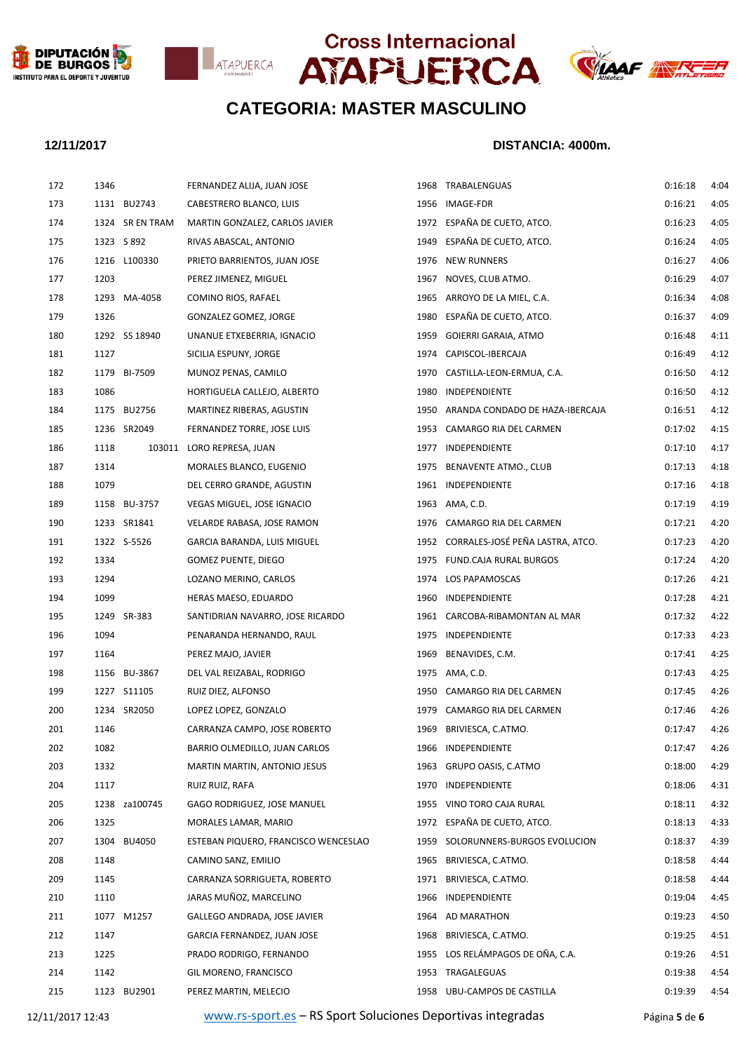# Cross Internacional ATAPUERCA

## CATEGORIA: MASTER MASCULINO

**12/11/2017** **DISTANCIA: 4000m.**

| | | | | | | | |
|---|---|---|---|---|---|---|---|
| 172 | 1346 | | FERNANDEZ ALIJA, JUAN JOSE | 1968 | TRABALENGUAS | 0:16:18 | 4:04 |
| 173 | 1131 | BU2743 | CABESTRERO BLANCO, LUIS | 1956 | IMAGE-FDR | 0:16:21 | 4:05 |
| 174 | 1324 | SR EN TRAM | MARTIN GONZALEZ, CARLOS JAVIER | 1972 | ESPAÑA DE CUETO, ATCO. | 0:16:23 | 4:05 |
| 175 | 1323 | S 892 | RIVAS ABASCAL, ANTONIO | 1949 | ESPAÑA DE CUETO, ATCO. | 0:16:24 | 4:05 |
| 176 | 1216 | L100330 | PRIETO BARRIENTOS, JUAN JOSE | 1976 | NEW RUNNERS | 0:16:27 | 4:06 |
| 177 | 1203 | | PEREZ JIMENEZ, MIGUEL | 1967 | NOVES, CLUB ATMO. | 0:16:29 | 4:07 |
| 178 | 1293 | MA-4058 | COMINO RIOS, RAFAEL | 1965 | ARROYO DE LA MIEL, C.A. | 0:16:34 | 4:08 |
| 179 | 1326 | | GONZALEZ GOMEZ, JORGE | 1980 | ESPAÑA DE CUETO, ATCO. | 0:16:37 | 4:09 |
| 180 | 1292 | SS 18940 | UNANUE ETXEBERRIA, IGNACIO | 1959 | GOIERRI GARAIA, ATMO | 0:16:48 | 4:11 |
| 181 | 1127 | | SICILIA ESPUNY, JORGE | 1974 | CAPISCOL-IBERCAJA | 0:16:49 | 4:12 |
| 182 | 1179 | BI-7509 | MUNOZ PENAS, CAMILO | 1970 | CASTILLA-LEON-ERMUA, C.A. | 0:16:50 | 4:12 |
| 183 | 1086 | | HORTIGUELA CALLEJO, ALBERTO | 1980 | INDEPENDIENTE | 0:16:50 | 4:12 |
| 184 | 1175 | BU2756 | MARTINEZ RIBERAS, AGUSTIN | 1950 | ARANDA CONDADO DE HAZA-IBERCAJA | 0:16:51 | 4:12 |
| 185 | 1236 | SR2049 | FERNANDEZ TORRE, JOSE LUIS | 1953 | CAMARGO RIA DEL CARMEN | 0:17:02 | 4:15 |
| 186 | 1118 | 103011 | LORO REPRESA, JUAN | 1977 | INDEPENDIENTE | 0:17:10 | 4:17 |
| 187 | 1314 | | MORALES BLANCO, EUGENIO | 1975 | BENAVENTE ATMO., CLUB | 0:17:13 | 4:18 |
| 188 | 1079 | | DEL CERRO GRANDE, AGUSTIN | 1961 | INDEPENDIENTE | 0:17:16 | 4:18 |
| 189 | 1158 | BU-3757 | VEGAS MIGUEL, JOSE IGNACIO | 1963 | AMA, C.D. | 0:17:19 | 4:19 |
| 190 | 1233 | SR1841 | VELARDE RABASA, JOSE RAMON | 1976 | CAMARGO RIA DEL CARMEN | 0:17:21 | 4:20 |
| 191 | 1322 | S-5526 | GARCIA BARANDA, LUIS MIGUEL | 1952 | CORRALES-JOSÉ PEÑA LASTRA, ATCO. | 0:17:23 | 4:20 |
| 192 | 1334 | | GOMEZ PUENTE, DIEGO | 1975 | FUND.CAJA RURAL BURGOS | 0:17:24 | 4:20 |
| 193 | 1294 | | LOZANO MERINO, CARLOS | 1974 | LOS PAPAMOSCAS | 0:17:26 | 4:21 |
| 194 | 1099 | | HERAS MAESO, EDUARDO | 1960 | INDEPENDIENTE | 0:17:28 | 4:21 |
| 195 | 1249 | SR-383 | SANTIDRIAN NAVARRO, JOSE RICARDO | 1961 | CARCOBA-RIBAMONTAN AL MAR | 0:17:32 | 4:22 |
| 196 | 1094 | | PENARANDA HERNANDO, RAUL | 1975 | INDEPENDIENTE | 0:17:33 | 4:23 |
| 197 | 1164 | | PEREZ MAJO, JAVIER | 1969 | BENAVIDES, C.M. | 0:17:41 | 4:25 |
| 198 | 1156 | BU-3867 | DEL VAL REIZABAL, RODRIGO | 1975 | AMA, C.D. | 0:17:43 | 4:25 |
| 199 | 1227 | S11105 | RUIZ DIEZ, ALFONSO | 1950 | CAMARGO RIA DEL CARMEN | 0:17:45 | 4:26 |
| 200 | 1234 | SR2050 | LOPEZ LOPEZ, GONZALO | 1979 | CAMARGO RIA DEL CARMEN | 0:17:46 | 4:26 |
| 201 | 1146 | | CARRANZA CAMPO, JOSE ROBERTO | 1969 | BRIVIESCA, C.ATMO. | 0:17:47 | 4:26 |
| 202 | 1082 | | BARRIO OLMEDILLO, JUAN CARLOS | 1966 | INDEPENDIENTE | 0:17:47 | 4:26 |
| 203 | 1332 | | MARTIN MARTIN, ANTONIO JESUS | 1963 | GRUPO OASIS, C.ATMO | 0:18:00 | 4:29 |
| 204 | 1117 | | RUIZ RUIZ, RAFA | 1970 | INDEPENDIENTE | 0:18:06 | 4:31 |
| 205 | 1238 | za100745 | GAGO RODRIGUEZ, JOSE MANUEL | 1955 | VINO TORO CAJA RURAL | 0:18:11 | 4:32 |
| 206 | 1325 | | MORALES LAMAR, MARIO | 1972 | ESPAÑA DE CUETO, ATCO. | 0:18:13 | 4:33 |
| 207 | 1304 | BU4050 | ESTEBAN PIQUERO, FRANCISCO WENCESLAO | 1959 | SOLORUNNERS-BURGOS EVOLUCION | 0:18:37 | 4:39 |
| 208 | 1148 | | CAMINO SANZ, EMILIO | 1965 | BRIVIESCA, C.ATMO. | 0:18:58 | 4:44 |
| 209 | 1145 | | CARRANZA SORRIGUETA, ROBERTO | 1971 | BRIVIESCA, C.ATMO. | 0:18:58 | 4:44 |
| 210 | 1110 | | JARAS MUÑOZ, MARCELINO | 1966 | INDEPENDIENTE | 0:19:04 | 4:45 |
| 211 | 1077 | M1257 | GALLEGO ANDRADA, JOSE JAVIER | 1964 | AD MARATHON | 0:19:23 | 4:50 |
| 212 | 1147 | | GARCIA FERNANDEZ, JUAN JOSE | 1968 | BRIVIESCA, C.ATMO. | 0:19:25 | 4:51 |
| 213 | 1225 | | PRADO RODRIGO, FERNANDO | 1955 | LOS RELÁMPAGOS DE OÑA, C.A. | 0:19:26 | 4:51 |
| 214 | 1142 | | GIL MORENO, FRANCISCO | 1953 | TRAGALEGUAS | 0:19:38 | 4:54 |
| 215 | 1123 | BU2901 | PEREZ MARTIN, MELECIO | 1958 | UBU-CAMPOS DE CASTILLA | 0:19:39 | 4:54 |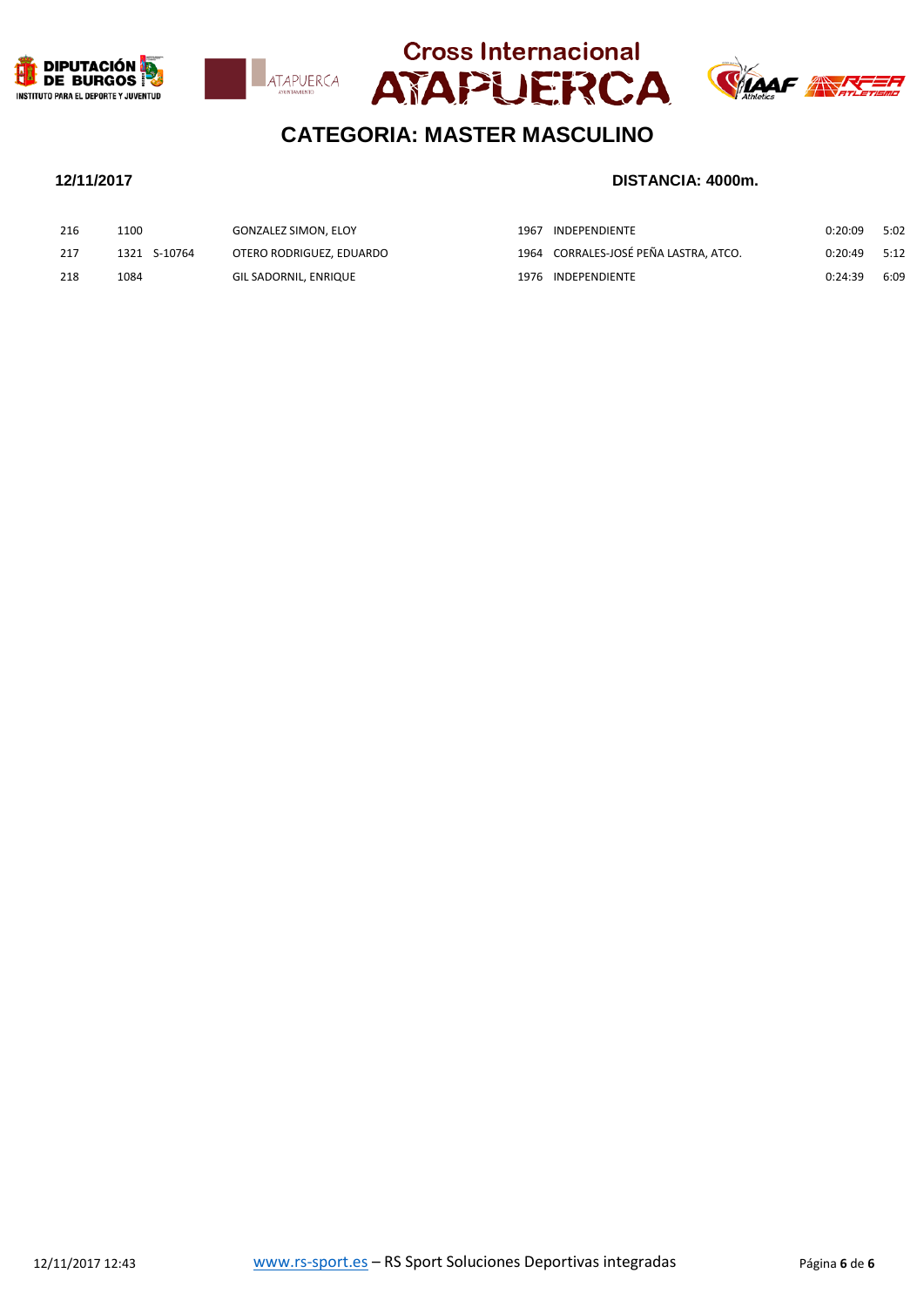# Cross Internacional ATAPUERCA

## CATEGORIA: MASTER MASCULINO

**12/11/2017** **DISTANCIA: 4000m.**

| | | | | | | | |
|---|---|---|---|---|---|---|---|
| 216 | 1100 | | GONZALEZ SIMON, ELOY | 1967 | INDEPENDIENTE | 0:20:09 | 5:02 |
| 217 | 1321 | S-10764 | OTERO RODRIGUEZ, EDUARDO | 1964 | CORRALES-JOSÉ PEÑA LASTRA, ATCO. | 0:20:49 | 5:12 |
| 218 | 1084 | | GIL SADORNIL, ENRIQUE | 1976 | INDEPENDIENTE | 0:24:39 | 6:09 |

12/11/2017 12:43 www.rs-sport.es – RS Sport Soluciones Deportivas integradas